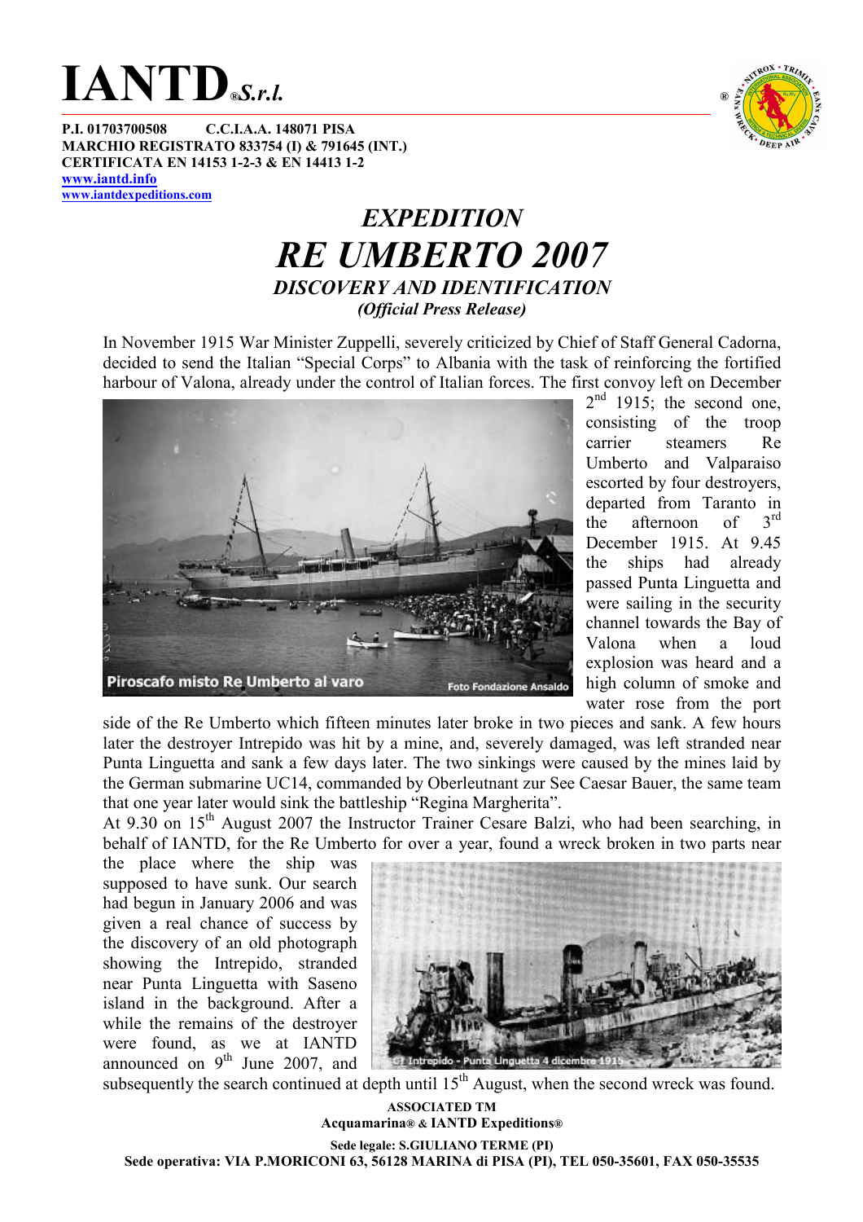# IANTD®S.r.l.

**P.I. 01703700508 C.C.I.A.A. 148071 PISA**
**MARCHIO REGISTRATO 833754 (I) & 791645 (INT.)**
**CERTIFICATA EN 14153 1-2-3 & EN 14413 1-2**
**www.iantd.info**
**www.iantdexpeditions.com**

## *EXPEDITION*

# *RE UMBERTO 2007*

### *DISCOVERY AND IDENTIFICATION*

***(Official Press Release)***

In November 1915 War Minister Zuppelli, severely criticized by Chief of Staff General Cadorna, decided to send the Italian "Special Corps" to Albania with the task of reinforcing the fortified harbour of Valona, already under the control of Italian forces. The first convoy left on December 2nd 1915; the second one, consisting of the troop carrier steamers Re Umberto and Valparaiso escorted by four destroyers, departed from Taranto in the afternoon of 3rd December 1915. At 9.45 the ships had already passed Punta Linguetta and were sailing in the security channel towards the Bay of Valona when a loud explosion was heard and a high column of smoke and water rose from the port side of the Re Umberto which fifteen minutes later broke in two pieces and sank. A few hours later the destroyer Intrepido was hit by a mine, and, severely damaged, was left stranded near Punta Linguetta and sank a few days later. The two sinkings were caused by the mines laid by the German submarine UC14, commanded by Oberleutnant zur See Caesar Bauer, the same team that one year later would sink the battleship "Regina Margherita".

Piroscafo misto Re Umberto al varo — Foto Fondazione Ansaldo

At 9.30 on 15th August 2007 the Instructor Trainer Cesare Balzi, who had been searching, in behalf of IANTD, for the Re Umberto for over a year, found a wreck broken in two parts near the place where the ship was supposed to have sunk. Our search had begun in January 2006 and was given a real chance of success by the discovery of an old photograph showing the Intrepido, stranded near Punta Linguetta with Saseno island in the background. After a while the remains of the destroyer were found, as we at IANTD announced on 9th June 2007, and subsequently the search continued at depth until 15th August, when the second wreck was found.

CT Intrepido - Punta Linguetta 4 dicembre 1915

**ASSOCIATED TM**
**Acquamarina® & IANTD Expeditions®**

**Sede legale: S.GIULIANO TERME (PI)**
**Sede operativa: VIA P.MORICONI 63, 56128 MARINA di PISA (PI), TEL 050-35601, FAX 050-35535**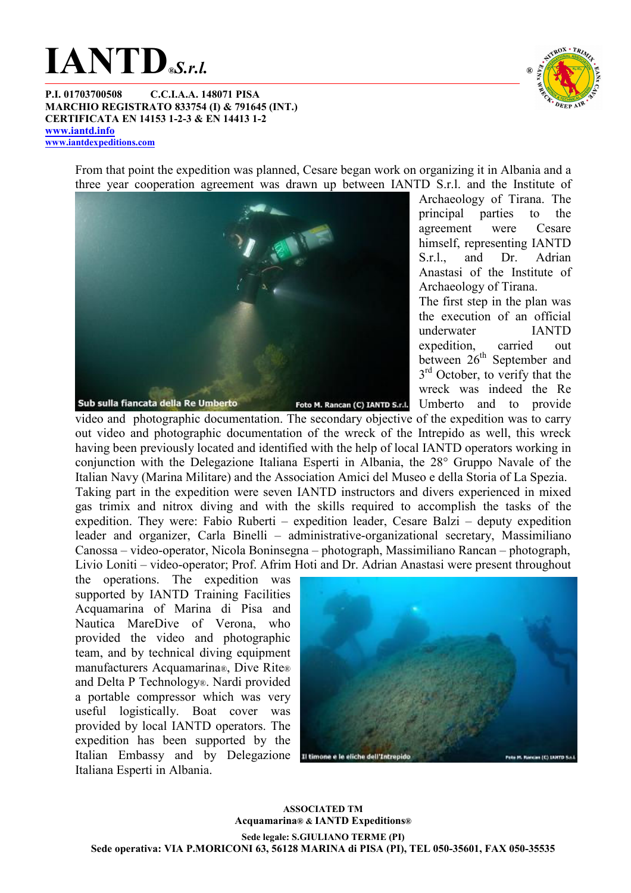From that point the expedition was planned, Cesare began work on organizing it in Albania and a three year cooperation agreement was drawn up between IANTD S.r.l. and the Institute of Archaeology of Tirana. The principal parties to the agreement were Cesare himself, representing IANTD S.r.l., and Dr. Adrian Anastasi of the Institute of Archaeology of Tirana.

Sub sulla fiancata della Re Umberto — Foto M. Rancan (C) IANTD S.r.l.

The first step in the plan was the execution of an official underwater IANTD expedition, carried out between 26th September and 3rd October, to verify that the wreck was indeed the Re Umberto and to provide video and photographic documentation. The secondary objective of the expedition was to carry out video and photographic documentation of the wreck of the Intrepido as well, this wreck having been previously located and identified with the help of local IANTD operators working in conjunction with the Delegazione Italiana Esperti in Albania, the 28° Gruppo Navale of the Italian Navy (Marina Militare) and the Association Amici del Museo e della Storia of La Spezia.

Taking part in the expedition were seven IANTD instructors and divers experienced in mixed gas trimix and nitrox diving and with the skills required to accomplish the tasks of the expedition. They were: Fabio Ruberti – expedition leader, Cesare Balzi – deputy expedition leader and organizer, Carla Binelli – administrative-organizational secretary, Massimiliano Canossa – video-operator, Nicola Boninsegna – photograph, Massimiliano Rancan – photograph, Livio Loniti – video-operator; Prof. Afrim Hoti and Dr. Adrian Anastasi were present throughout the operations. The expedition was supported by IANTD Training Facilities Acquamarina of Marina di Pisa and Nautica MareDive of Verona, who provided the video and photographic team, and by technical diving equipment manufacturers Acquamarina®, Dive Rite® and Delta P Technology®. Nardi provided a portable compressor which was very useful logistically. Boat cover was provided by local IANTD operators. The expedition has been supported by the Italian Embassy and by Delegazione Italiana Esperti in Albania.

Il timone e le eliche dell'Intrepido — Foto M. Rancan (C) IANTD S.r.l.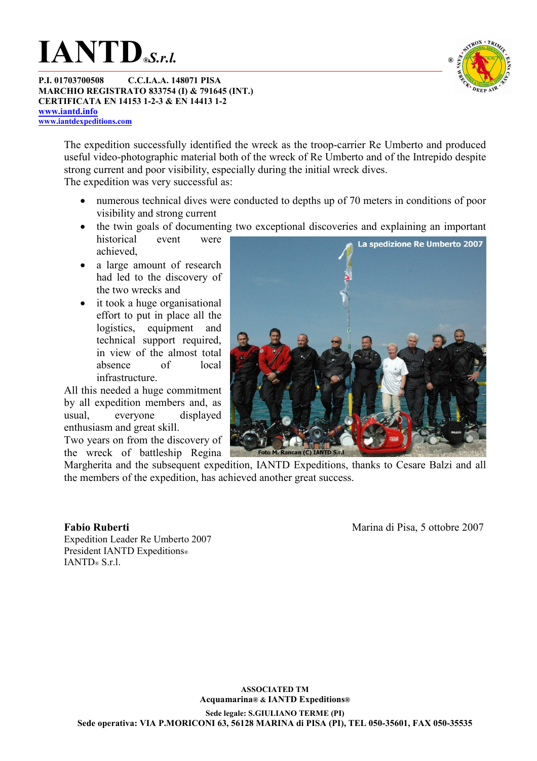# IANTD® S.r.l.

**P.I. 01703700508 C.C.I.A.A. 148071 PISA**
**MARCHIO REGISTRATO 833754 (I) & 791645 (INT.)**
**CERTIFICATA EN 14153 1-2-3 & EN 14413 1-2**
**www.iantd.info**
**www.iantdexpeditions.com**

The expedition successfully identified the wreck as the troop-carrier Re Umberto and produced useful video-photographic material both of the wreck of Re Umberto and of the Intrepido despite strong current and poor visibility, especially during the initial wreck dives.
The expedition was very successful as:

- numerous technical dives were conducted to depths up of 70 meters in conditions of poor visibility and strong current
- the twin goals of documenting two exceptional discoveries and explaining an important historical event were achieved,
- a large amount of research had led to the discovery of the two wrecks and
- it took a huge organisational effort to put in place all the logistics, equipment and technical support required, in view of the almost total absence of local infrastructure.

All this needed a huge commitment by all expedition members and, as usual, everyone displayed enthusiasm and great skill.
Two years on from the discovery of the wreck of battleship Regina Margherita and the subsequent expedition, IANTD Expeditions, thanks to Cesare Balzi and all the members of the expedition, has achieved another great success.

La spedizione Re Umberto 2007

Foto M. Rancan (C) IANTD S.r.l

**Fabio Ruberti**
Expedition Leader Re Umberto 2007
President IANTD Expeditions®
IANTD® S.r.l.

Marina di Pisa, 5 ottobre 2007

**ASSOCIATED TM**
**Acquamarina® & IANTD Expeditions®**
**Sede legale: S.GIULIANO TERME (PI)**
**Sede operativa: VIA P.MORICONI 63, 56128 MARINA di PISA (PI), TEL 050-35601, FAX 050-35535**